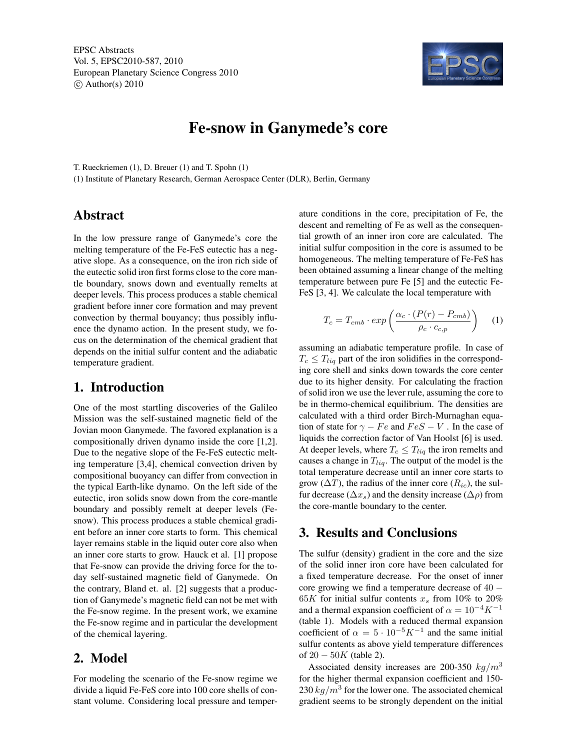EPSC Abstracts
Vol. 5, EPSC2010-587, 2010
European Planetary Science Congress 2010
© Author(s) 2010

# Fe-snow in Ganymede's core

T. Rueckriemen (1), D. Breuer (1) and T. Spohn (1)

(1) Institute of Planetary Research, German Aerospace Center (DLR), Berlin, Germany

## Abstract

In the low pressure range of Ganymede's core the melting temperature of the Fe-FeS eutectic has a negative slope. As a consequence, on the iron rich side of the eutectic solid iron first forms close to the core mantle boundary, snows down and eventually remelts at deeper levels. This process produces a stable chemical gradient before inner core formation and may prevent convection by thermal bouyancy; thus possibly influence the dynamo action. In the present study, we focus on the determination of the chemical gradient that depends on the initial sulfur content and the adiabatic temperature gradient.

## 1. Introduction

One of the most startling discoveries of the Galileo Mission was the self-sustained magnetic field of the Jovian moon Ganymede. The favored explanation is a compositionally driven dynamo inside the core [1,2]. Due to the negative slope of the Fe-FeS eutectic melting temperature [3,4], chemical convection driven by compositional buoyancy can differ from convection in the typical Earth-like dynamo. On the left side of the eutectic, iron solids snow down from the core-mantle boundary and possibly remelt at deeper levels (Fe-snow). This process produces a stable chemical gradient before an inner core starts to form. This chemical layer remains stable in the liquid outer core also when an inner core starts to grow. Hauck et al. [1] propose that Fe-snow can provide the driving force for the today self-sustained magnetic field of Ganymede. On the contrary, Bland et. al. [2] suggests that a production of Ganymede's magnetic field can not be met with the Fe-snow regime. In the present work, we examine the Fe-snow regime and in particular the development of the chemical layering.

## 2. Model

For modeling the scenario of the Fe-snow regime we divide a liquid Fe-FeS core into 100 core shells of constant volume. Considering local pressure and temperature conditions in the core, precipitation of Fe, the descent and remelting of Fe as well as the consequential growth of an inner iron core are calculated. The initial sulfur composition in the core is assumed to be homogeneous. The melting temperature of Fe-FeS has been obtained assuming a linear change of the melting temperature between pure Fe [5] and the eutectic Fe-FeS [3, 4]. We calculate the local temperature with

$$T_c = T_{cmb} \cdot exp\left(\frac{\alpha_c \cdot (P(r) - P_{cmb})}{\rho_c \cdot c_{c,p}}\right) \quad (1)$$

assuming an adiabatic temperature profile. In case of $T_c \leq T_{liq}$ part of the iron solidifies in the corresponding core shell and sinks down towards the core center due to its higher density. For calculating the fraction of solid iron we use the lever rule, assuming the core to be in thermo-chemical equilibrium. The densities are calculated with a third order Birch-Murnaghan equation of state for $\gamma - Fe$ and $FeS - V$. In the case of liquids the correction factor of Van Hoolst [6] is used. At deeper levels, where $T_c \leq T_{liq}$ the iron remelts and causes a change in $T_{liq}$. The output of the model is the total temperature decrease until an inner core starts to grow ($\Delta T$), the radius of the inner core ($R_{ic}$), the sulfur decrease ($\Delta x_s$) and the density increase ($\Delta\rho$) from the core-mantle boundary to the center.

## 3. Results and Conclusions

The sulfur (density) gradient in the core and the size of the solid inner iron core have been calculated for a fixed temperature decrease. For the onset of inner core growing we find a temperature decrease of $40 - 65K$ for initial sulfur contents $x_s$ from 10% to 20% and a thermal expansion coefficient of $\alpha = 10^{-4}K^{-1}$ (table 1). Models with a reduced thermal expansion coefficient of $\alpha = 5 \cdot 10^{-5}K^{-1}$ and the same initial sulfur contents as above yield temperature differences of $20 - 50K$ (table 2).

Associated density increases are 200-350 $kg/m^3$ for the higher thermal expansion coefficient and 150-230 $kg/m^3$ for the lower one. The associated chemical gradient seems to be strongly dependent on the initial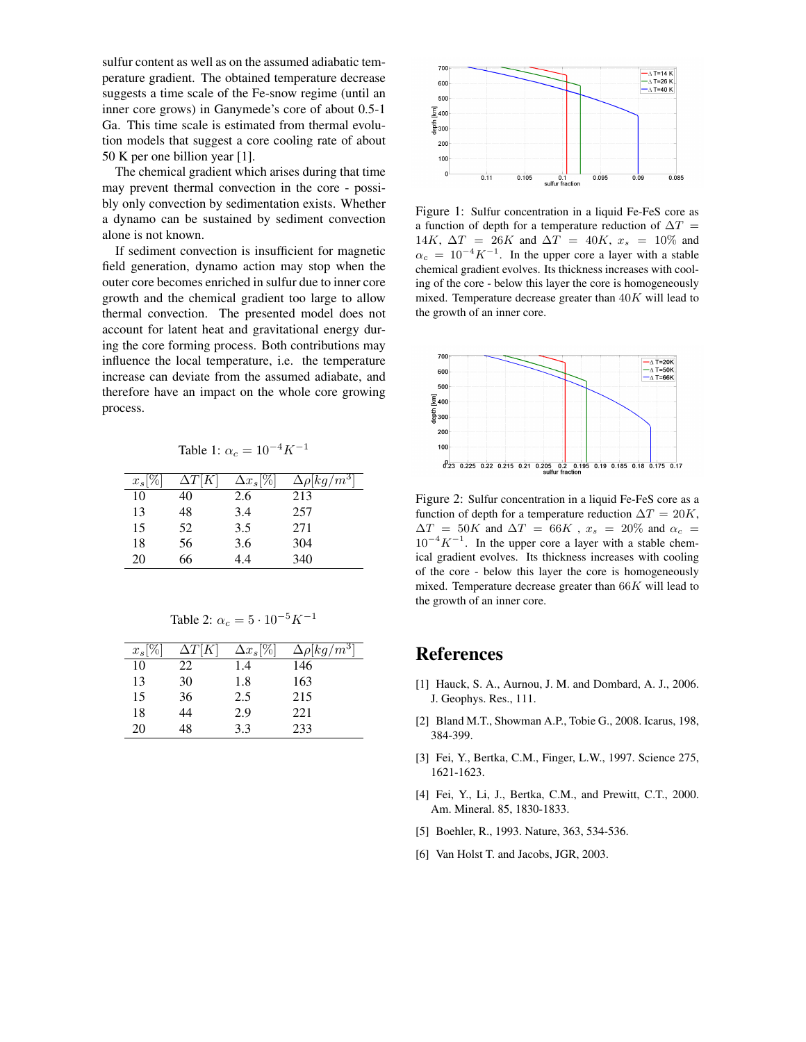sulfur content as well as on the assumed adiabatic temperature gradient. The obtained temperature decrease suggests a time scale of the Fe-snow regime (until an inner core grows) in Ganymede's core of about 0.5-1 Ga. This time scale is estimated from thermal evolution models that suggest a core cooling rate of about 50 K per one billion year [1].

The chemical gradient which arises during that time may prevent thermal convection in the core - possibly only convection by sedimentation exists. Whether a dynamo can be sustained by sediment convection alone is not known.

If sediment convection is insufficient for magnetic field generation, dynamo action may stop when the outer core becomes enriched in sulfur due to inner core growth and the chemical gradient too large to allow thermal convection. The presented model does not account for latent heat and gravitational energy during the core forming process. Both contributions may influence the local temperature, i.e. the temperature increase can deviate from the assumed adiabate, and therefore have an impact on the whole core growing process.

Table 1: $\alpha_c = 10^{-4} K^{-1}$

| $x_s[\%]$ | $\Delta T[K]$ | $\Delta x_s[\%]$ | $\Delta\rho[kg/m^3]$ |
|---|---|---|---|
| 10 | 40 | 2.6 | 213 |
| 13 | 48 | 3.4 | 257 |
| 15 | 52 | 3.5 | 271 |
| 18 | 56 | 3.6 | 304 |
| 20 | 66 | 4.4 | 340 |

Table 2: $\alpha_c = 5 \cdot 10^{-5} K^{-1}$

| $x_s[\%]$ | $\Delta T[K]$ | $\Delta x_s[\%]$ | $\Delta\rho[kg/m^3]$ |
|---|---|---|---|
| 10 | 22 | 1.4 | 146 |
| 13 | 30 | 1.8 | 163 |
| 15 | 36 | 2.5 | 215 |
| 18 | 44 | 2.9 | 221 |
| 20 | 48 | 3.3 | 233 |

depth [km]
700
600
500
400
300
200
100
0
0.11 0.105 0.1 0.095 0.09 0.085
sulfur fraction
Δ T=14 K
Δ T=26 K
Δ T=40 K

Figure 1: Sulfur concentration in a liquid Fe-FeS core as a function of depth for a temperature reduction of $\Delta T = 14K$, $\Delta T = 26K$ and $\Delta T = 40K$, $x_s = 10\%$ and $\alpha_c = 10^{-4} K^{-1}$. In the upper core a layer with a stable chemical gradient evolves. Its thickness increases with cooling of the core - below this layer the core is homogeneously mixed. Temperature decrease greater than $40K$ will lead to the growth of an inner core.

depth [km]
700
600
500
400
300
200
100
0
0.23 0.225 0.22 0.215 0.21 0.205 0.2 0.195 0.19 0.185 0.18 0.175 0.17
sulfur fraction
Δ T=20K
Δ T=50K
Δ T=66K

Figure 2: Sulfur concentration in a liquid Fe-FeS core as a function of depth for a temperature reduction $\Delta T = 20K$, $\Delta T = 50K$ and $\Delta T = 66K$ , $x_s = 20\%$ and $\alpha_c = 10^{-4} K^{-1}$. In the upper core a layer with a stable chemical gradient evolves. Its thickness increases with cooling of the core - below this layer the core is homogeneously mixed. Temperature decrease greater than $66K$ will lead to the growth of an inner core.

# References

[1] Hauck, S. A., Aurnou, J. M. and Dombard, A. J., 2006. J. Geophys. Res., 111.

[2] Bland M.T., Showman A.P., Tobie G., 2008. Icarus, 198, 384-399.

[3] Fei, Y., Bertka, C.M., Finger, L.W., 1997. Science 275, 1621-1623.

[4] Fei, Y., Li, J., Bertka, C.M., and Prewitt, C.T., 2000. Am. Mineral. 85, 1830-1833.

[5] Boehler, R., 1993. Nature, 363, 534-536.

[6] Van Holst T. and Jacobs, JGR, 2003.